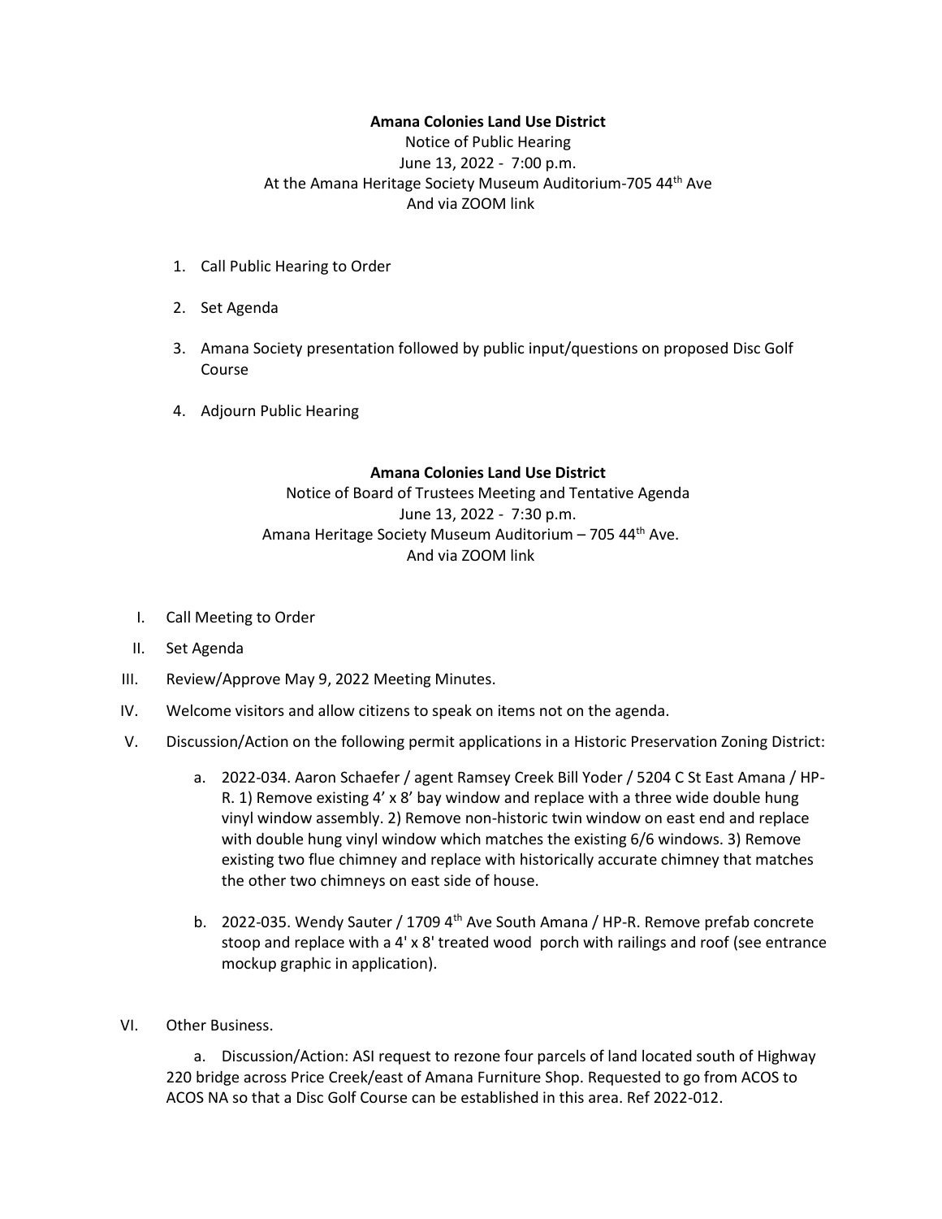**Amana Colonies Land Use District**

Notice of Public Hearing

June 13, 2022 - 7:00 p.m.

At the Amana Heritage Society Museum Auditorium-705 44th Ave

And via ZOOM link

1. Call Public Hearing to Order
2. Set Agenda
3. Amana Society presentation followed by public input/questions on proposed Disc Golf Course
4. Adjourn Public Hearing

**Amana Colonies Land Use District**

Notice of Board of Trustees Meeting and Tentative Agenda

June 13, 2022 - 7:30 p.m.

Amana Heritage Society Museum Auditorium – 705 44th Ave.

And via ZOOM link

I. Call Meeting to Order

II. Set Agenda

III. Review/Approve May 9, 2022 Meeting Minutes.

IV. Welcome visitors and allow citizens to speak on items not on the agenda.

V. Discussion/Action on the following permit applications in a Historic Preservation Zoning District:

   a. 2022-034. Aaron Schaefer / agent Ramsey Creek Bill Yoder / 5204 C St East Amana / HP-R. 1) Remove existing 4' x 8' bay window and replace with a three wide double hung vinyl window assembly. 2) Remove non-historic twin window on east end and replace with double hung vinyl window which matches the existing 6/6 windows. 3) Remove existing two flue chimney and replace with historically accurate chimney that matches the other two chimneys on east side of house.

   b. 2022-035. Wendy Sauter / 1709 4th Ave South Amana / HP-R. Remove prefab concrete stoop and replace with a 4' x 8' treated wood porch with railings and roof (see entrance mockup graphic in application).

VI. Other Business.

   a. Discussion/Action: ASI request to rezone four parcels of land located south of Highway 220 bridge across Price Creek/east of Amana Furniture Shop. Requested to go from ACOS to ACOS NA so that a Disc Golf Course can be established in this area. Ref 2022-012.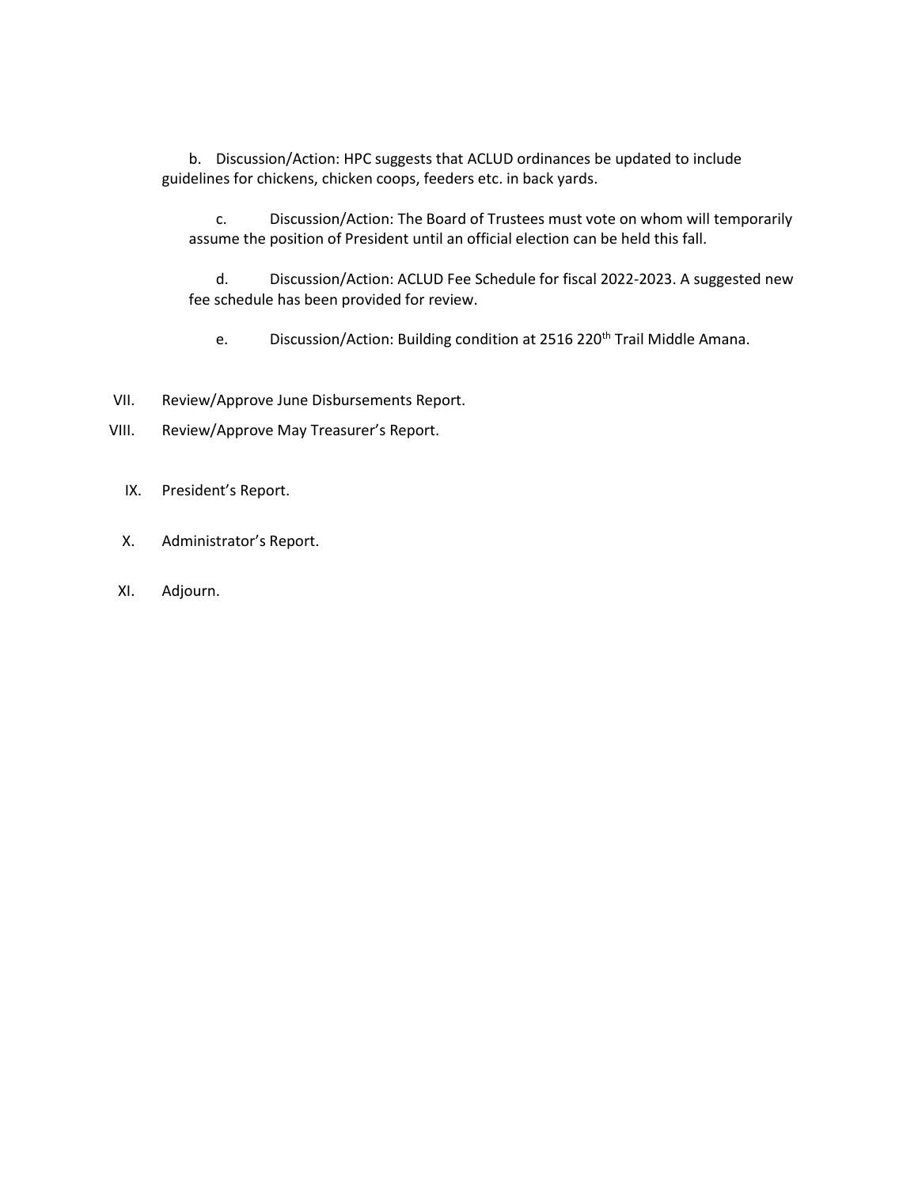b. Discussion/Action: HPC suggests that ACLUD ordinances be updated to include guidelines for chickens, chicken coops, feeders etc. in back yards.

c. Discussion/Action: The Board of Trustees must vote on whom will temporarily assume the position of President until an official election can be held this fall.

d. Discussion/Action: ACLUD Fee Schedule for fiscal 2022-2023. A suggested new fee schedule has been provided for review.

e. Discussion/Action: Building condition at 2516 220th Trail Middle Amana.

VII. Review/Approve June Disbursements Report.

VIII. Review/Approve May Treasurer's Report.

IX. President's Report.

X. Administrator's Report.

XI. Adjourn.